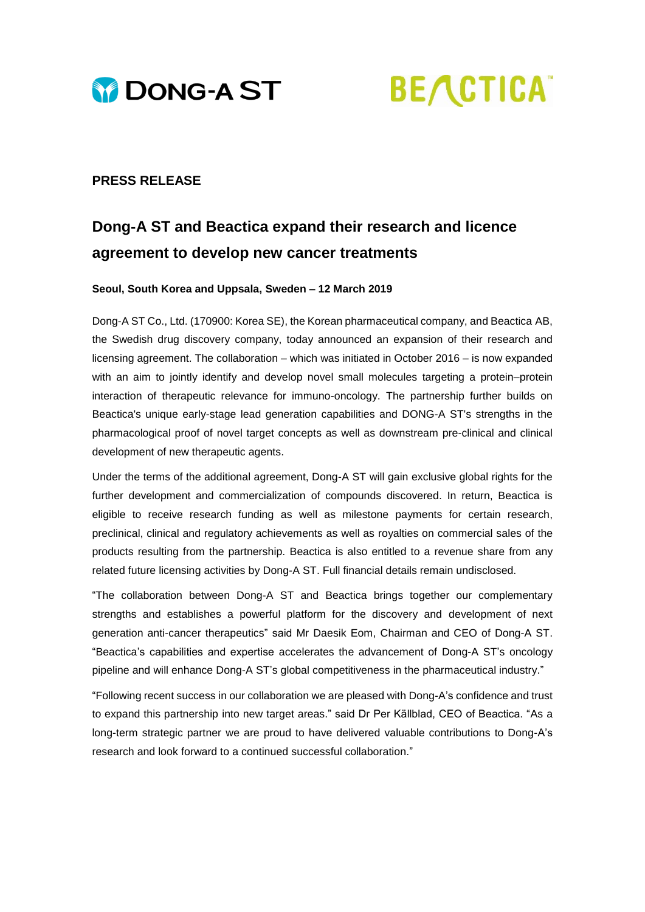DONG-A ST

BEACTICA™

**PRESS RELEASE**

# Dong-A ST and Beactica expand their research and licence agreement to develop new cancer treatments

**Seoul, South Korea and Uppsala, Sweden – 12 March 2019**

Dong-A ST Co., Ltd. (170900: Korea SE), the Korean pharmaceutical company, and Beactica AB, the Swedish drug discovery company, today announced an expansion of their research and licensing agreement. The collaboration – which was initiated in October 2016 – is now expanded with an aim to jointly identify and develop novel small molecules targeting a protein–protein interaction of therapeutic relevance for immuno-oncology. The partnership further builds on Beactica's unique early-stage lead generation capabilities and DONG-A ST's strengths in the pharmacological proof of novel target concepts as well as downstream pre-clinical and clinical development of new therapeutic agents.

Under the terms of the additional agreement, Dong-A ST will gain exclusive global rights for the further development and commercialization of compounds discovered. In return, Beactica is eligible to receive research funding as well as milestone payments for certain research, preclinical, clinical and regulatory achievements as well as royalties on commercial sales of the products resulting from the partnership. Beactica is also entitled to a revenue share from any related future licensing activities by Dong-A ST. Full financial details remain undisclosed.

“The collaboration between Dong-A ST and Beactica brings together our complementary strengths and establishes a powerful platform for the discovery and development of next generation anti-cancer therapeutics” said Mr Daesik Eom, Chairman and CEO of Dong-A ST. “Beactica’s capabilities and expertise accelerates the advancement of Dong-A ST’s oncology pipeline and will enhance Dong-A ST’s global competitiveness in the pharmaceutical industry.”

“Following recent success in our collaboration we are pleased with Dong-A’s confidence and trust to expand this partnership into new target areas.” said Dr Per Källblad, CEO of Beactica. “As a long-term strategic partner we are proud to have delivered valuable contributions to Dong-A’s research and look forward to a continued successful collaboration.”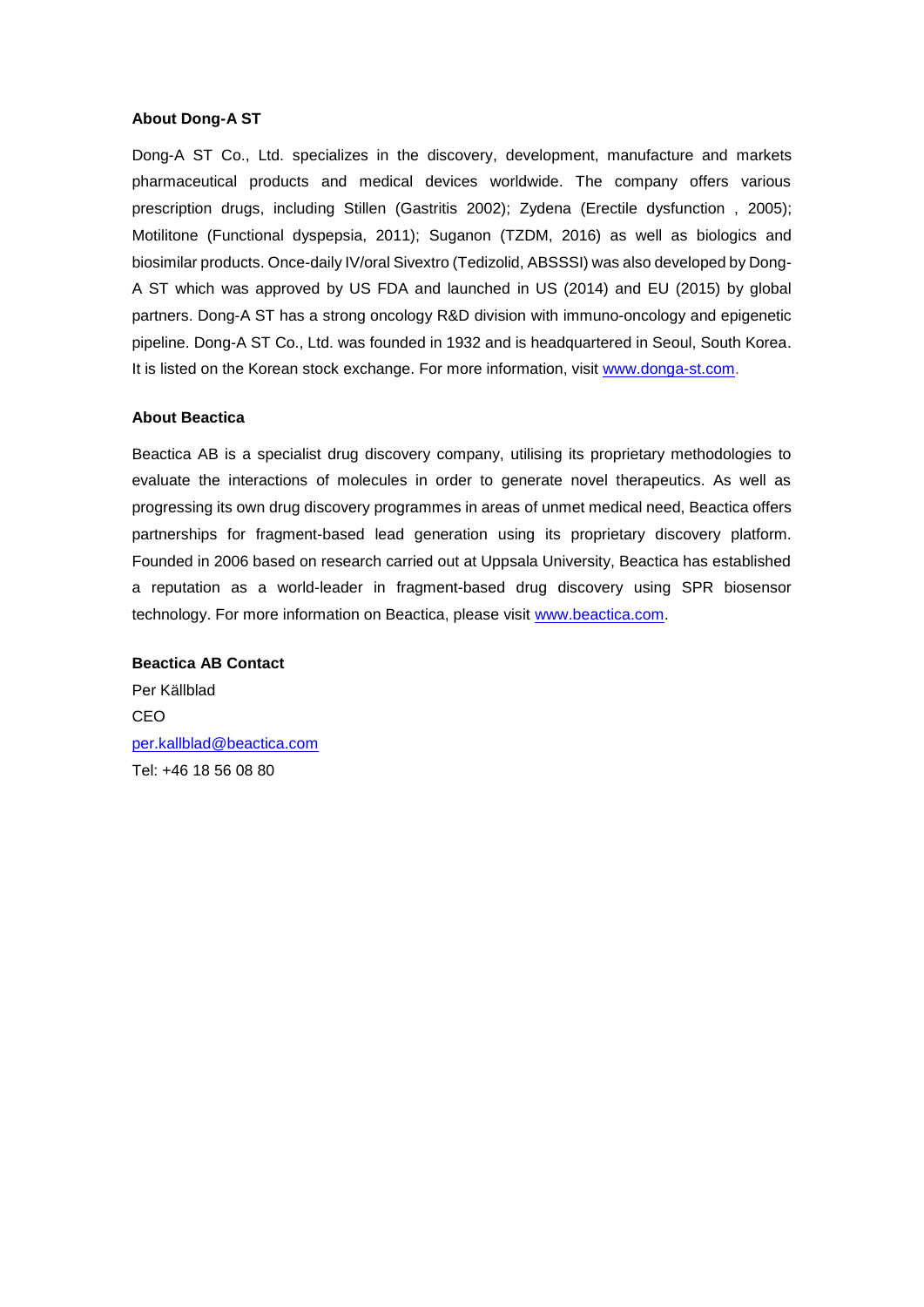**About Dong-A ST**

Dong-A ST Co., Ltd. specializes in the discovery, development, manufacture and markets pharmaceutical products and medical devices worldwide. The company offers various prescription drugs, including Stillen (Gastritis 2002); Zydena (Erectile dysfunction , 2005); Motilitone (Functional dyspepsia, 2011); Suganon (TZDM, 2016) as well as biologics and biosimilar products. Once-daily IV/oral Sivextro (Tedizolid, ABSSSI) was also developed by Dong-A ST which was approved by US FDA and launched in US (2014) and EU (2015) by global partners. Dong-A ST has a strong oncology R&D division with immuno-oncology and epigenetic pipeline. Dong-A ST Co., Ltd. was founded in 1932 and is headquartered in Seoul, South Korea. It is listed on the Korean stock exchange. For more information, visit www.donga-st.com.

**About Beactica**

Beactica AB is a specialist drug discovery company, utilising its proprietary methodologies to evaluate the interactions of molecules in order to generate novel therapeutics. As well as progressing its own drug discovery programmes in areas of unmet medical need, Beactica offers partnerships for fragment-based lead generation using its proprietary discovery platform. Founded in 2006 based on research carried out at Uppsala University, Beactica has established a reputation as a world-leader in fragment-based drug discovery using SPR biosensor technology. For more information on Beactica, please visit www.beactica.com.

**Beactica AB Contact**

Per Källblad  
CEO  
per.kallblad@beactica.com  
Tel: +46 18 56 08 80